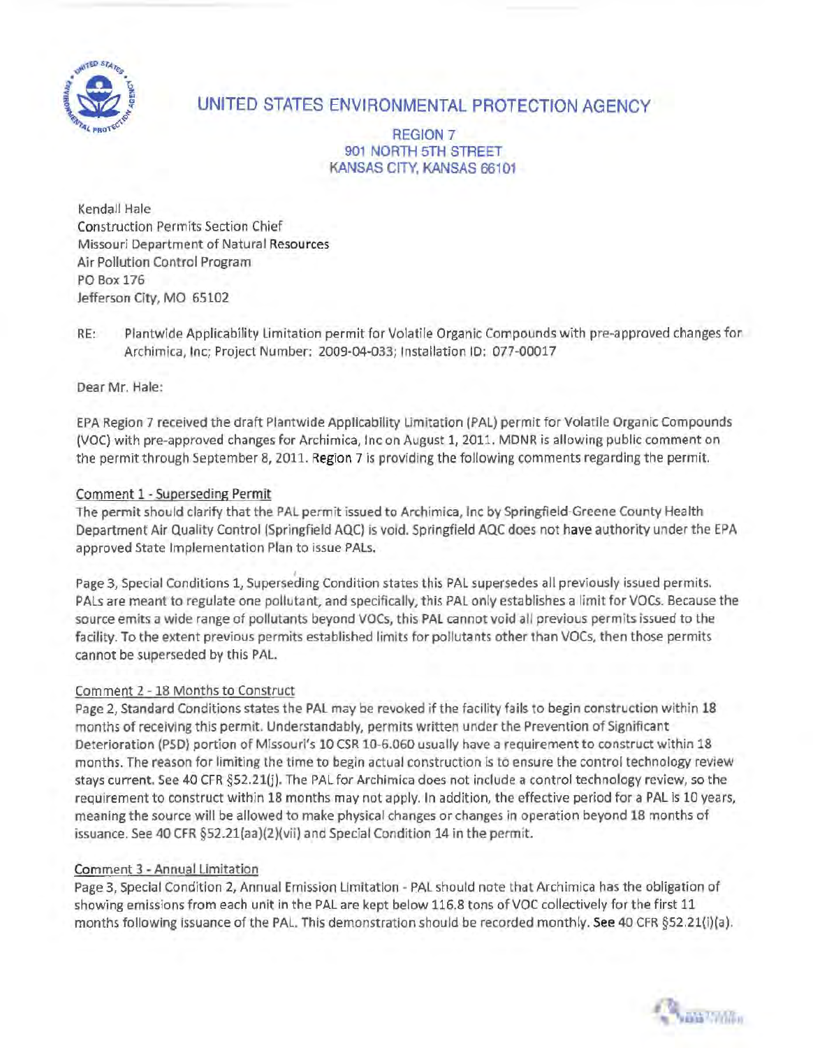# UNITED STATES ENVIRONMENTAL PROTECTION AGENCY

REGION 7
901 NORTH 5TH STREET
KANSAS CITY, KANSAS 66101

Kendall Hale
Construction Permits Section Chief
Missouri Department of Natural Resources
Air Pollution Control Program
PO Box 176
Jefferson City, MO 65102

RE: Plantwide Applicability Limitation permit for Volatile Organic Compounds with pre-approved changes for Archimica, Inc; Project Number: 2009-04-033; Installation ID: 077-00017

Dear Mr. Hale:

EPA Region 7 received the draft Plantwide Applicability Limitation (PAL) permit for Volatile Organic Compounds (VOC) with pre-approved changes for Archimica, Inc on August 1, 2011. MDNR is allowing public comment on the permit through September 8, 2011. Region 7 is providing the following comments regarding the permit.

Comment 1 - Superseding Permit

The permit should clarify that the PAL permit issued to Archimica, Inc by Springfield-Greene County Health Department Air Quality Control (Springfield AQC) is void. Springfield AQC does not have authority under the EPA approved State Implementation Plan to issue PALs.

Page 3, Special Conditions 1, Superseding Condition states this PAL supersedes all previously issued permits. PALs are meant to regulate one pollutant, and specifically, this PAL only establishes a limit for VOCs. Because the source emits a wide range of pollutants beyond VOCs, this PAL cannot void all previous permits issued to the facility. To the extent previous permits established limits for pollutants other than VOCs, then those permits cannot be superseded by this PAL.

Comment 2 - 18 Months to Construct

Page 2, Standard Conditions states the PAL may be revoked if the facility fails to begin construction within 18 months of receiving this permit. Understandably, permits written under the Prevention of Significant Deterioration (PSD) portion of Missouri's 10 CSR 10-6.060 usually have a requirement to construct within 18 months. The reason for limiting the time to begin actual construction is to ensure the control technology review stays current. See 40 CFR §52.21(j). The PAL for Archimica does not include a control technology review, so the requirement to construct within 18 months may not apply. In addition, the effective period for a PAL is 10 years, meaning the source will be allowed to make physical changes or changes in operation beyond 18 months of issuance. See 40 CFR §52.21(aa)(2)(vii) and Special Condition 14 in the permit.

Comment 3 - Annual Limitation

Page 3, Special Condition 2, Annual Emission Limitation - PAL should note that Archimica has the obligation of showing emissions from each unit in the PAL are kept below 116.8 tons of VOC collectively for the first 11 months following issuance of the PAL. This demonstration should be recorded monthly. See 40 CFR §52.21(i)(a).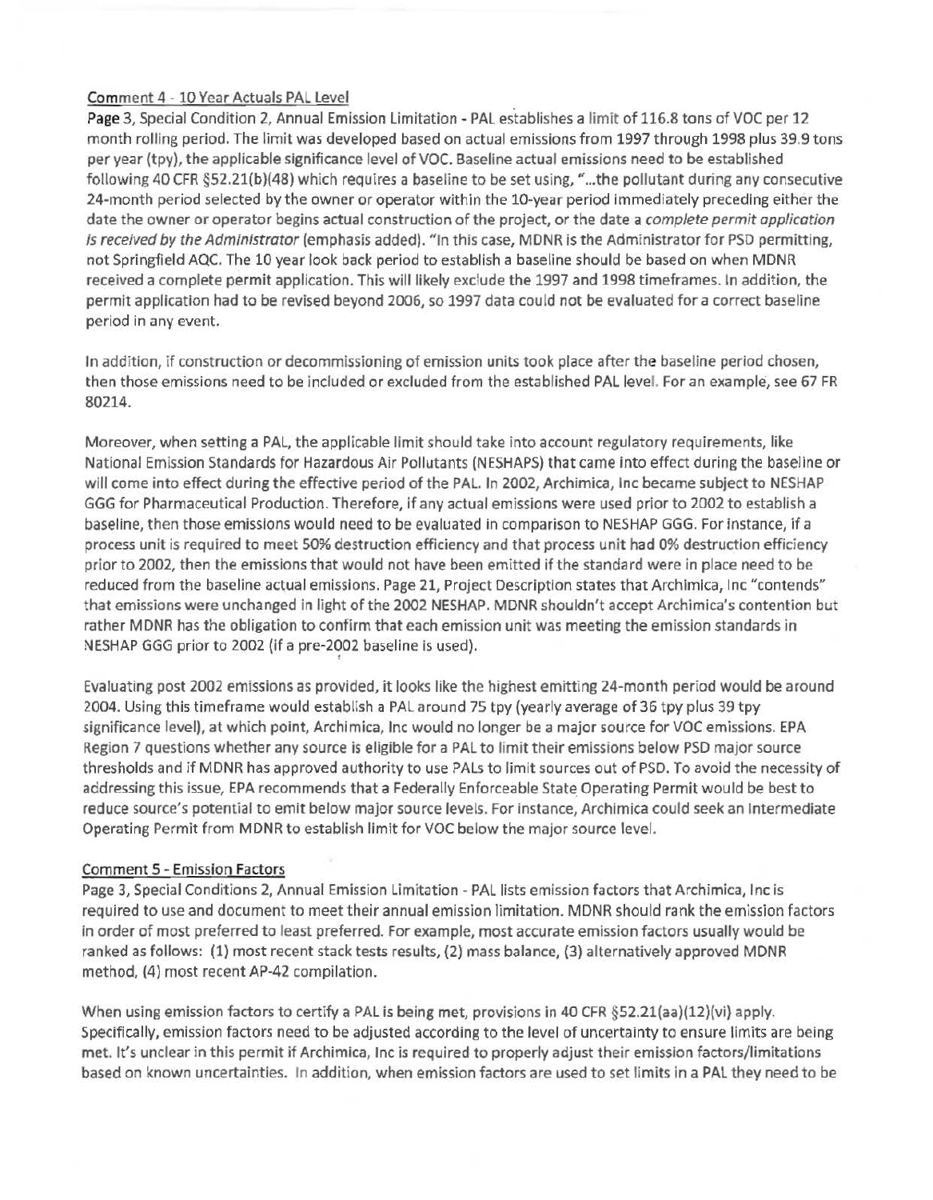Comment 4 - 10 Year Actuals PAL Level

Page 3, Special Condition 2, Annual Emission Limitation - PAL establishes a limit of 116.8 tons of VOC per 12 month rolling period. The limit was developed based on actual emissions from 1997 through 1998 plus 39.9 tons per year (tpy), the applicable significance level of VOC. Baseline actual emissions need to be established following 40 CFR §52.21(b)(48) which requires a baseline to be set using, "...the pollutant during any consecutive 24-month period selected by the owner or operator within the 10-year period immediately preceding either the date the owner or operator begins actual construction of the project, or the date a *complete permit application is received by the Administrator* (emphasis added). "In this case, MDNR is the Administrator for PSD permitting, not Springfield AQC. The 10 year look back period to establish a baseline should be based on when MDNR received a complete permit application. This will likely exclude the 1997 and 1998 timeframes. In addition, the permit application had to be revised beyond 2006, so 1997 data could not be evaluated for a correct baseline period in any event.

In addition, if construction or decommissioning of emission units took place after the baseline period chosen, then those emissions need to be included or excluded from the established PAL level. For an example, see 67 FR 80214.

Moreover, when setting a PAL, the applicable limit should take into account regulatory requirements, like National Emission Standards for Hazardous Air Pollutants (NESHAPS) that came into effect during the baseline or will come into effect during the effective period of the PAL. In 2002, Archimica, Inc became subject to NESHAP GGG for Pharmaceutical Production. Therefore, if any actual emissions were used prior to 2002 to establish a baseline, then those emissions would need to be evaluated in comparison to NESHAP GGG. For instance, if a process unit is required to meet 50% destruction efficiency and that process unit had 0% destruction efficiency prior to 2002, then the emissions that would not have been emitted if the standard were in place need to be reduced from the baseline actual emissions. Page 21, Project Description states that Archimica, Inc "contends" that emissions were unchanged in light of the 2002 NESHAP. MDNR shouldn't accept Archimica's contention but rather MDNR has the obligation to confirm that each emission unit was meeting the emission standards in NESHAP GGG prior to 2002 (if a pre-2002 baseline is used).

Evaluating post 2002 emissions as provided, it looks like the highest emitting 24-month period would be around 2004. Using this timeframe would establish a PAL around 75 tpy (yearly average of 36 tpy plus 39 tpy significance level), at which point, Archimica, Inc would no longer be a major source for VOC emissions. EPA Region 7 questions whether any source is eligible for a PAL to limit their emissions below PSD major source thresholds and if MDNR has approved authority to use PALs to limit sources out of PSD. To avoid the necessity of addressing this issue, EPA recommends that a Federally Enforceable State Operating Permit would be best to reduce source's potential to emit below major source levels. For instance, Archimica could seek an Intermediate Operating Permit from MDNR to establish limit for VOC below the major source level.

Comment 5 - Emission Factors

Page 3, Special Conditions 2, Annual Emission Limitation - PAL lists emission factors that Archimica, Inc is required to use and document to meet their annual emission limitation. MDNR should rank the emission factors in order of most preferred to least preferred. For example, most accurate emission factors usually would be ranked as follows: (1) most recent stack tests results, (2) mass balance, (3) alternatively approved MDNR method, (4) most recent AP-42 compilation.

When using emission factors to certify a PAL is being met, provisions in 40 CFR §52.21(aa)(12)(vi) apply. Specifically, emission factors need to be adjusted according to the level of uncertainty to ensure limits are being met. It's unclear in this permit if Archimica, Inc is required to properly adjust their emission factors/limitations based on known uncertainties. In addition, when emission factors are used to set limits in a PAL they need to be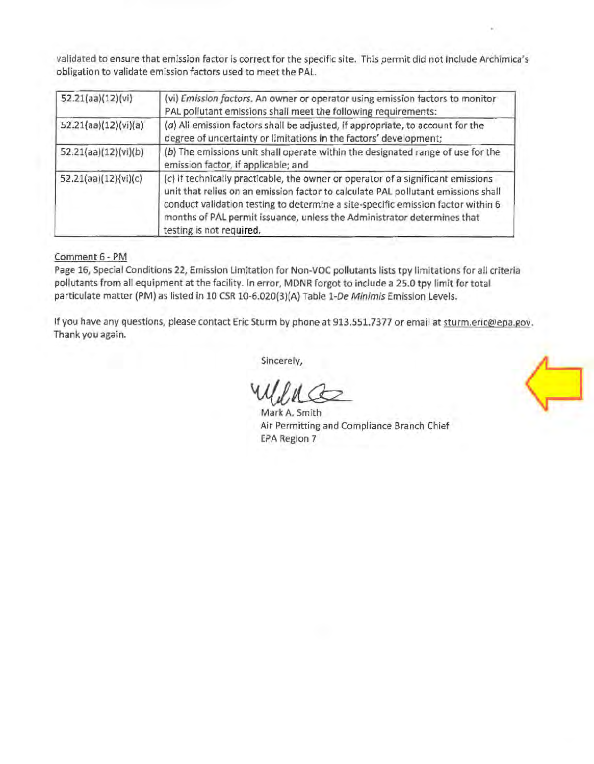validated to ensure that emission factor is correct for the specific site. This permit did not include Archimica's obligation to validate emission factors used to meet the PAL.

| | |
|---|---|
| 52.21(aa)(12)(vi) | (vi) *Emission factors.* An owner or operator using emission factors to monitor PAL pollutant emissions shall meet the following requirements: |
| 52.21(aa)(12)(vi)(a) | (*a*) All emission factors shall be adjusted, if appropriate, to account for the degree of uncertainty or limitations in the factors' development; |
| 52.21(aa)(12)(vi)(b) | (*b*) The emissions unit shall operate within the designated range of use for the emission factor, if applicable; and |
| 52.21(aa)(12)(vi)(c) | (*c*) If technically practicable, the owner or operator of a significant emissions unit that relies on an emission factor to calculate PAL pollutant emissions shall conduct validation testing to determine a site-specific emission factor within 6 months of PAL permit issuance, unless the Administrator determines that testing is not required. |

<u>Comment 6 - PM</u>

Page 16, Special Conditions 22, Emission Limitation for Non-VOC pollutants lists tpy limitations for all criteria pollutants from all equipment at the facility. In error, MDNR forgot to include a 25.0 tpy limit for total particulate matter (PM) as listed in 10 CSR 10-6.020(3)(A) Table 1-*De Minimis* Emission Levels.

If you have any questions, please contact Eric Sturm by phone at 913.551.7377 or email at sturm.eric@epa.gov. Thank you again.

Sincerely,

Mark A. Smith
Air Permitting and Compliance Branch Chief
EPA Region 7